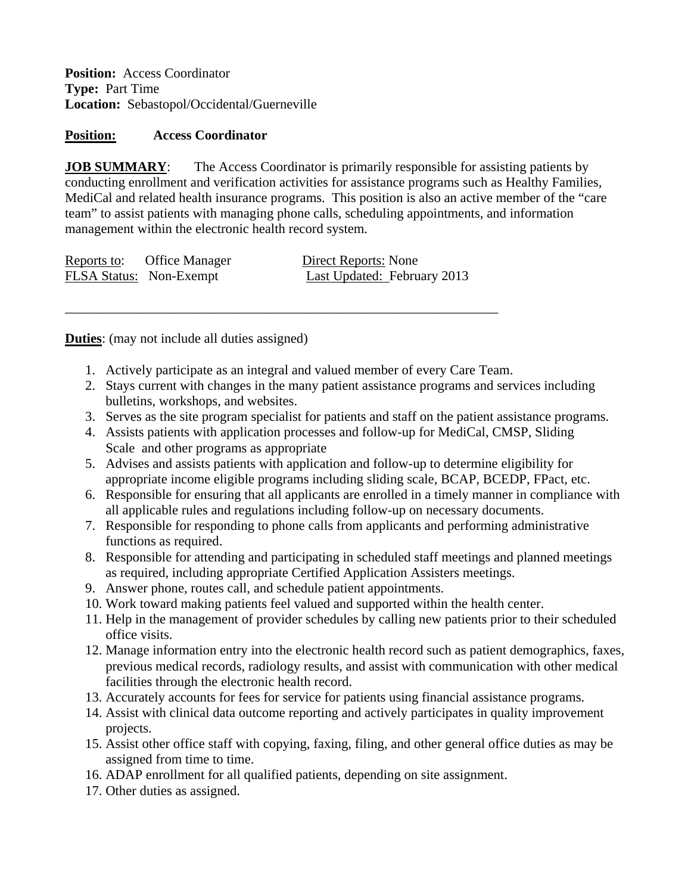**Position:** Access Coordinator
**Type:** Part Time
**Location:** Sebastopol/Occidental/Guerneville

**Position:** **Access Coordinator**

**JOB SUMMARY**: The Access Coordinator is primarily responsible for assisting patients by conducting enrollment and verification activities for assistance programs such as Healthy Families, MediCal and related health insurance programs. This position is also an active member of the "care team" to assist patients with managing phone calls, scheduling appointments, and information management within the electronic health record system.

Reports to: Office Manager
Direct Reports: None
FLSA Status: Non-Exempt
Last Updated: February 2013

---

**Duties**: (may not include all duties assigned)

1. Actively participate as an integral and valued member of every Care Team.
2. Stays current with changes in the many patient assistance programs and services including bulletins, workshops, and websites.
3. Serves as the site program specialist for patients and staff on the patient assistance programs.
4. Assists patients with application processes and follow-up for MediCal, CMSP, Sliding Scale and other programs as appropriate
5. Advises and assists patients with application and follow-up to determine eligibility for appropriate income eligible programs including sliding scale, BCAP, BCEDP, FPact, etc.
6. Responsible for ensuring that all applicants are enrolled in a timely manner in compliance with all applicable rules and regulations including follow-up on necessary documents.
7. Responsible for responding to phone calls from applicants and performing administrative functions as required.
8. Responsible for attending and participating in scheduled staff meetings and planned meetings as required, including appropriate Certified Application Assisters meetings.
9. Answer phone, routes call, and schedule patient appointments.
10. Work toward making patients feel valued and supported within the health center.
11. Help in the management of provider schedules by calling new patients prior to their scheduled office visits.
12. Manage information entry into the electronic health record such as patient demographics, faxes, previous medical records, radiology results, and assist with communication with other medical facilities through the electronic health record.
13. Accurately accounts for fees for service for patients using financial assistance programs.
14. Assist with clinical data outcome reporting and actively participates in quality improvement projects.
15. Assist other office staff with copying, faxing, filing, and other general office duties as may be assigned from time to time.
16. ADAP enrollment for all qualified patients, depending on site assignment.
17. Other duties as assigned.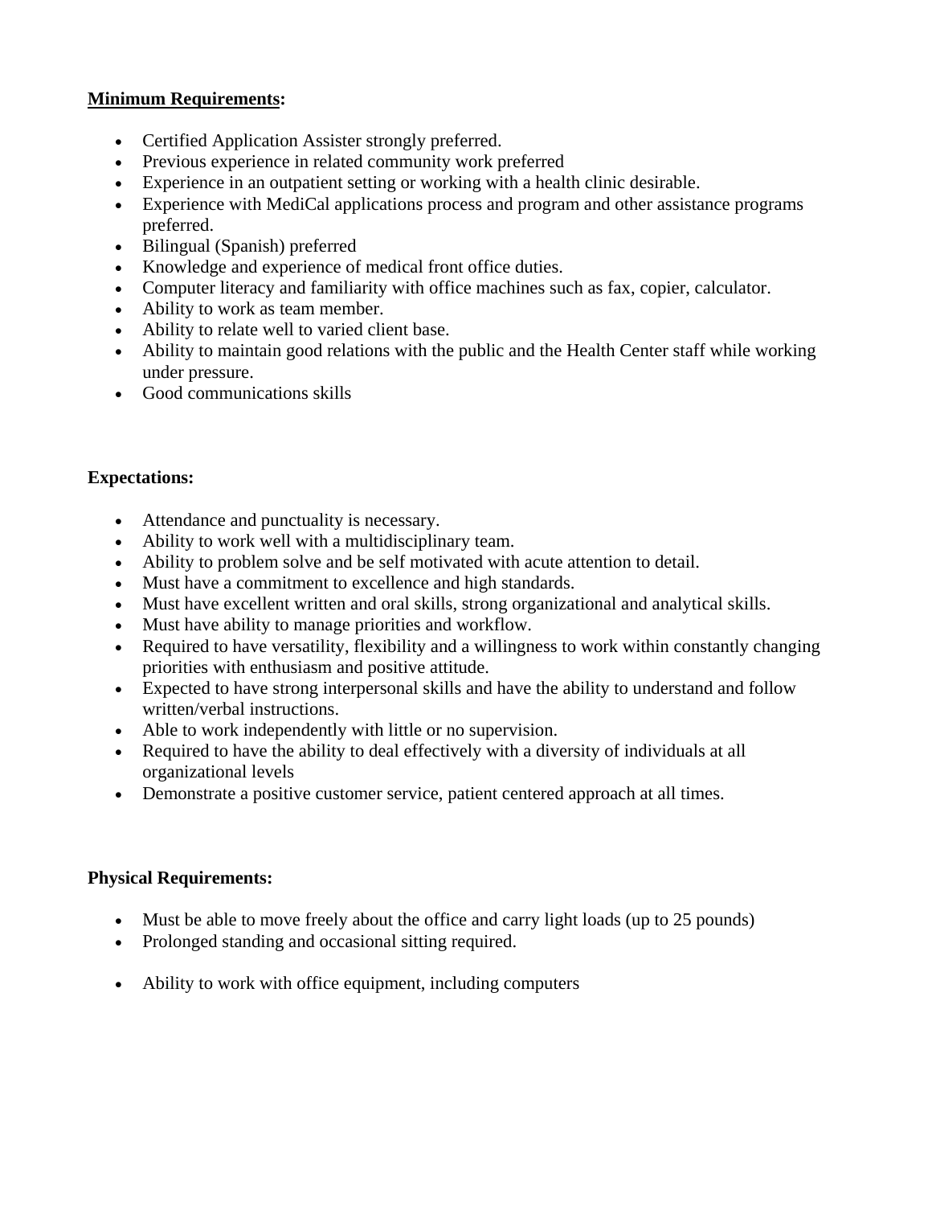**<u>Minimum Requirements</u>:**

- Certified Application Assister strongly preferred.
- Previous experience in related community work preferred
- Experience in an outpatient setting or working with a health clinic desirable.
- Experience with MediCal applications process and program and other assistance programs preferred.
- Bilingual (Spanish) preferred
- Knowledge and experience of medical front office duties.
- Computer literacy and familiarity with office machines such as fax, copier, calculator.
- Ability to work as team member.
- Ability to relate well to varied client base.
- Ability to maintain good relations with the public and the Health Center staff while working under pressure.
- Good communications skills

**Expectations:**

- Attendance and punctuality is necessary.
- Ability to work well with a multidisciplinary team.
- Ability to problem solve and be self motivated with acute attention to detail.
- Must have a commitment to excellence and high standards.
- Must have excellent written and oral skills, strong organizational and analytical skills.
- Must have ability to manage priorities and workflow.
- Required to have versatility, flexibility and a willingness to work within constantly changing priorities with enthusiasm and positive attitude.
- Expected to have strong interpersonal skills and have the ability to understand and follow written/verbal instructions.
- Able to work independently with little or no supervision.
- Required to have the ability to deal effectively with a diversity of individuals at all organizational levels
- Demonstrate a positive customer service, patient centered approach at all times.

**Physical Requirements:**

- Must be able to move freely about the office and carry light loads (up to 25 pounds)
- Prolonged standing and occasional sitting required.
- Ability to work with office equipment, including computers